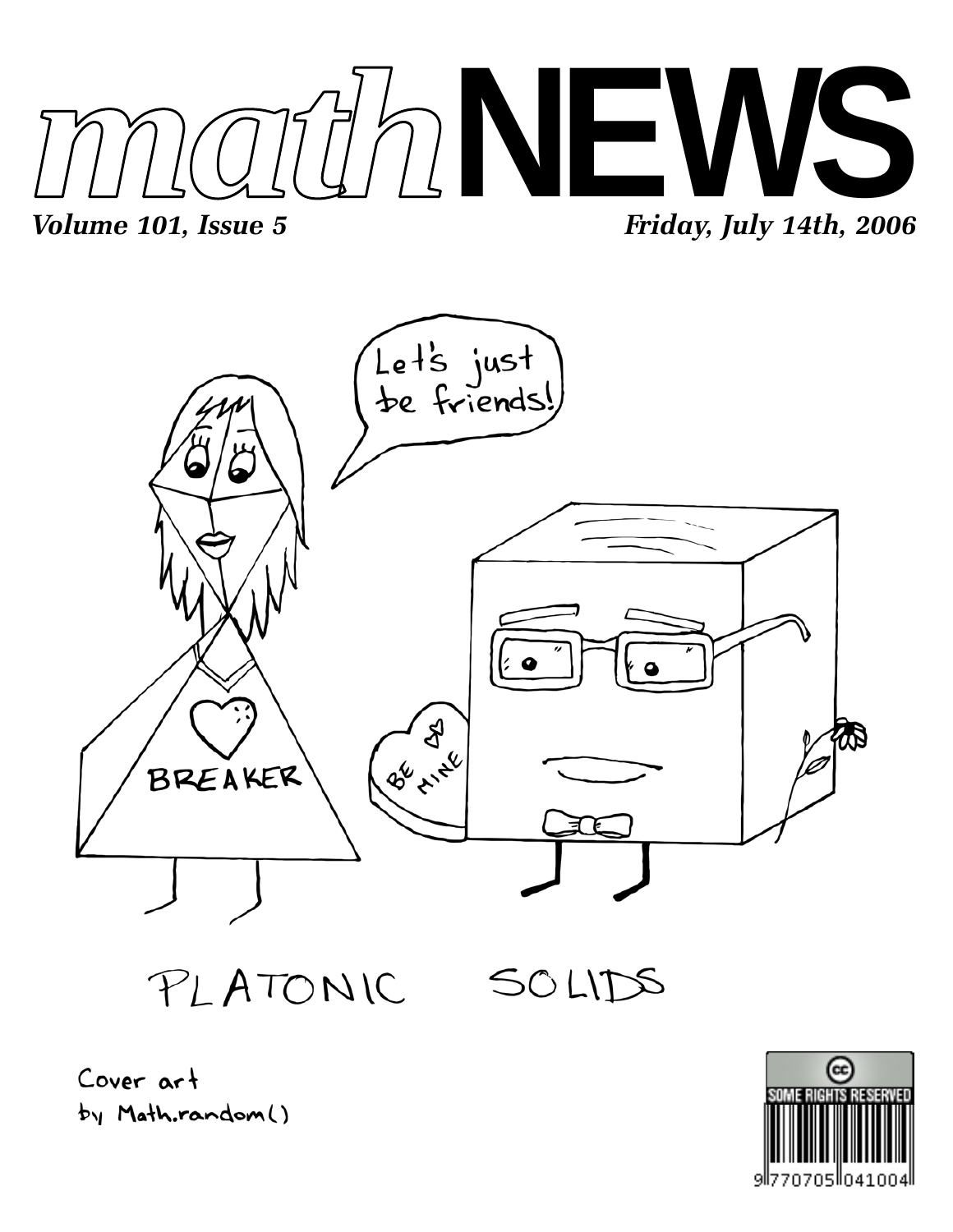# mathNEWS

*Volume 101, Issue 5* *Friday, July 14th, 2006*

Let's just be friends!

BREAKER

BE MINE

PLATONIC SOLIDS

Cover art by Math.random()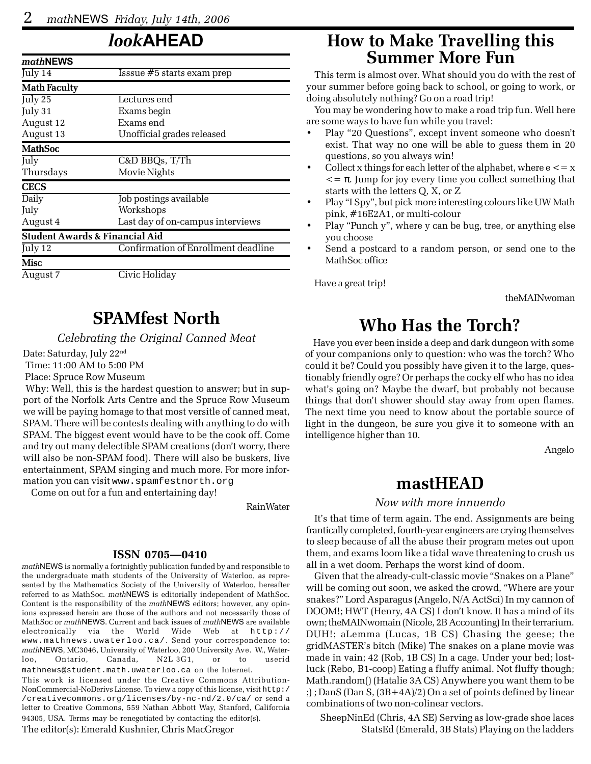# *look*AHEAD

| *math*NEWS | |
|---|---|
| July 14 | Isssue #5 starts exam prep |
| **Math Faculty** | |
| July 25 | Lectures end |
| July 31 | Exams begin |
| August 12 | Exams end |
| August 13 | Unofficial grades released |
| **MathSoc** | |
| July | C&D BBQs, T/Th |
| Thursdays | Movie Nights |
| **CECS** | |
| Daily | Job postings available |
| July | Workshops |
| August 4 | Last day of on-campus interviews |
| **Student Awards & Financial Aid** | |
| July 12 | Confirmation of Enrollment deadline |
| **Misc** | |
| August 7 | Civic Holiday |

# SPAMfest North

*Celebrating the Original Canned Meat*

Date: Saturday, July 22nd
Time: 11:00 AM to 5:00 PM
Place: Spruce Row Museum
Why: Well, this is the hardest question to answer; but in support of the Norfolk Arts Centre and the Spruce Row Museum we will be paying homage to that most versitle of canned meat, SPAM. There will be contests dealing with anything to do with SPAM. The biggest event would have to be the cook off. Come and try out many delectible SPAM creations (don't worry, there will also be non-SPAM food). There will also be buskers, live entertainment, SPAM singing and much more. For more information you can visit www.spamfestnorth.org

Come on out for a fun and entertaining day!

RainWater

**ISSN 0705—0410**

*math*NEWS is normally a fortnightly publication funded by and responsible to the undergraduate math students of the University of Waterloo, as represented by the Mathematics Society of the University of Waterloo, hereafter referred to as MathSoc. *math*NEWS is editorially independent of MathSoc. Content is the responsibility of the *math*NEWS editors; however, any opinions expressed herein are those of the authors and not necessarily those of MathSoc or *math*NEWS. Current and back issues of *math*NEWS are available electronically via the World Wide Web at http://www.mathnews.uwaterloo.ca/. Send your correspondence to: *math*NEWS, MC3046, University of Waterloo, 200 University Ave. W., Waterloo, Ontario, Canada, N2L 3G1, or to userid mathnews@student.math.uwaterloo.ca on the Internet.

This work is licensed under the Creative Commons Attribution-NonCommercial-NoDerivs License. To view a copy of this license, visit http://creativecommons.org/licenses/by-nc-nd/2.0/ca/ or send a letter to Creative Commons, 559 Nathan Abbott Way, Stanford, California 94305, USA. Terms may be renegotiated by contacting the editor(s).

The editor(s): Emerald Kushnier, Chris MacGregor

# How to Make Travelling this Summer More Fun

This term is almost over. What should you do with the rest of your summer before going back to school, or going to work, or doing absolutely nothing? Go on a road trip!

You may be wondering how to make a road trip fun. Well here are some ways to have fun while you travel:

- Play "20 Questions", except invent someone who doesn't exist. That way no one will be able to guess them in 20 questions, so you always win!
- Collect x things for each letter of the alphabet, where $e <= x <= \pi$. Jump for joy every time you collect something that starts with the letters Q, X, or Z
- Play "I Spy", but pick more interesting colours like UW Math pink, #16E2A1, or multi-colour
- Play "Punch y", where y can be bug, tree, or anything else you choose
- Send a postcard to a random person, or send one to the MathSoc office

Have a great trip!

theMAINwoman

# Who Has the Torch?

Have you ever been inside a deep and dark dungeon with some of your companions only to question: who was the torch? Who could it be? Could you possibly have given it to the large, questionably friendly ogre? Or perhaps the cocky elf who has no idea what's going on? Maybe the dwarf, but probably not because things that don't shower should stay away from open flames. The next time you need to know about the portable source of light in the dungeon, be sure you give it to someone with an intelligence higher than 10.

Angelo

# mastHEAD

*Now with more innuendo*

It's that time of term again. The end. Assignments are being frantically completed, fourth-year engineers are crying themselves to sleep because of all the abuse their program metes out upon them, and exams loom like a tidal wave threatening to crush us all in a wet doom. Perhaps the worst kind of doom.

Given that the already-cult-classic movie "Snakes on a Plane" will be coming out soon, we asked the crowd, "Where are your snakes?" Lord Asparagus (Angelo, N/A ActSci) In my cannon of DOOM!; HWT (Henry, 4A CS) I don't know. It has a mind of its own; theMAINwomain (Nicole, 2B Accounting) In their terrarium. DUH!; aLemma (Lucas, 1B CS) Chasing the geese; the gridMASTER's bitch (Mike) The snakes on a plane movie was made in vain; 42 (Rob, 1B CS) In a cage. Under your bed; lostluck (Rebo, B1-coop) Eating a fluffy animal. Not fluffy though; Math.random() (Hatalie 3A CS) Anywhere you want them to be ;) ; DanS (Dan S, (3B+4A)/2) On a set of points defined by linear combinations of two non-colinear vectors.

SheepNinEd (Chris, 4A SE) Serving as low-grade shoe laces
StatsEd (Emerald, 3B Stats) Playing on the ladders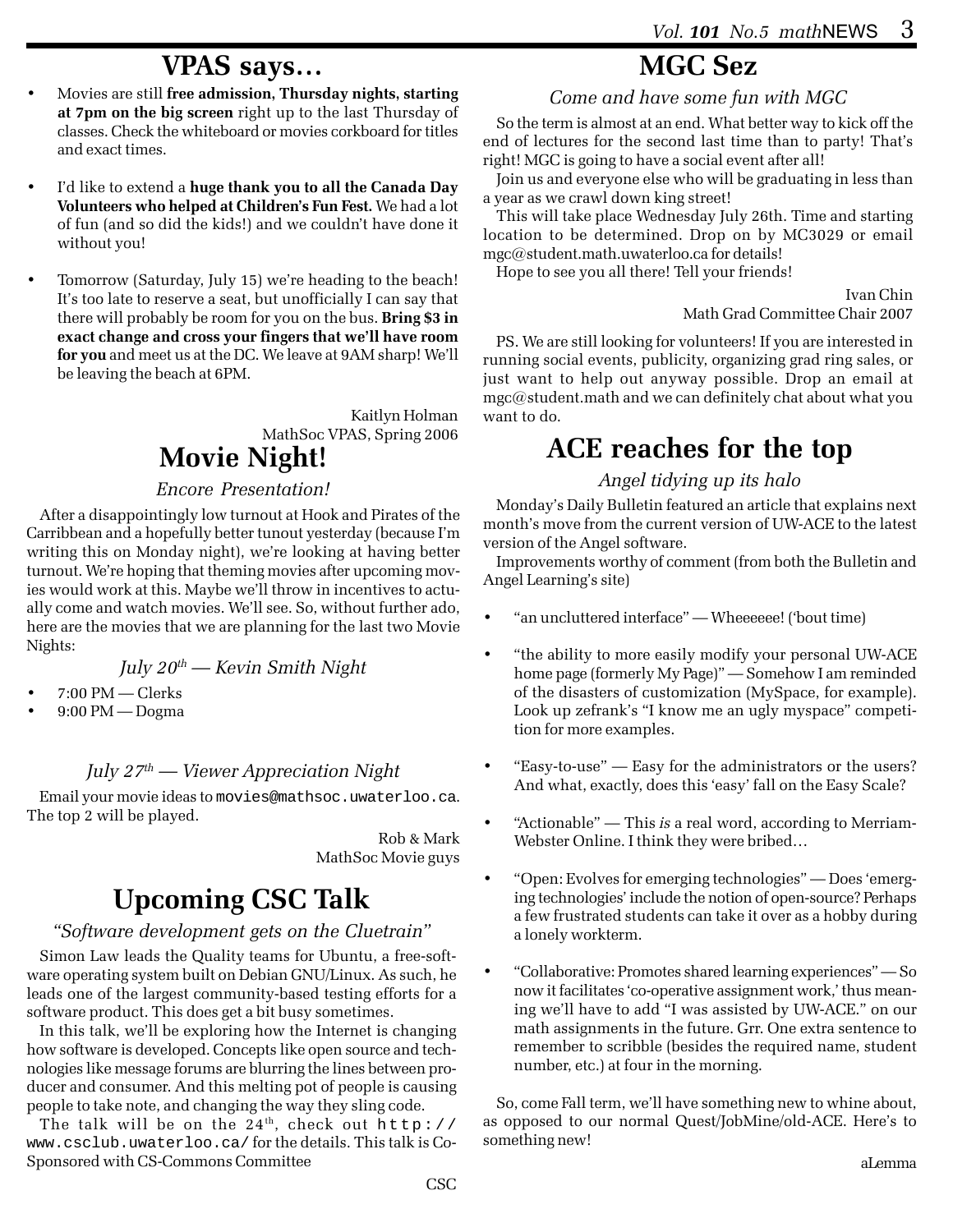## VPAS says…

- Movies are still **free admission, Thursday nights, starting at 7pm on the big screen** right up to the last Thursday of classes. Check the whiteboard or movies corkboard for titles and exact times.

- I'd like to extend a **huge thank you to all the Canada Day Volunteers who helped at Children's Fun Fest.** We had a lot of fun (and so did the kids!) and we couldn't have done it without you!

- Tomorrow (Saturday, July 15) we're heading to the beach! It's too late to reserve a seat, but unofficially I can say that there will probably be room for you on the bus. **Bring $3 in exact change and cross your fingers that we'll have room for you** and meet us at the DC. We leave at 9AM sharp! We'll be leaving the beach at 6PM.

Kaitlyn Holman
MathSoc VPAS, Spring 2006

## Movie Night!

*Encore Presentation!*

After a disappointingly low turnout at Hook and Pirates of the Carribbean and a hopefully better tunout yesterday (because I'm writing this on Monday night), we're looking at having better turnout. We're hoping that theming movies after upcoming movies would work at this. Maybe we'll throw in incentives to actually come and watch movies. We'll see. So, without further ado, here are the movies that we are planning for the last two Movie Nights:

*July 20th — Kevin Smith Night*

- 7:00 PM — Clerks
- 9:00 PM — Dogma

*July 27th — Viewer Appreciation Night*

Email your movie ideas to movies@mathsoc.uwaterloo.ca. The top 2 will be played.

Rob & Mark
MathSoc Movie guys

## Upcoming CSC Talk

*"Software development gets on the Cluetrain"*

Simon Law leads the Quality teams for Ubuntu, a free-software operating system built on Debian GNU/Linux. As such, he leads one of the largest community-based testing efforts for a software product. This does get a bit busy sometimes.

In this talk, we'll be exploring how the Internet is changing how software is developed. Concepts like open source and technologies like message forums are blurring the lines between producer and consumer. And this melting pot of people is causing people to take note, and changing the way they sling code.

The talk will be on the 24th, check out http://www.csclub.uwaterloo.ca/ for the details. This talk is Co-Sponsored with CS-Commons Committee

CSC

## MGC Sez

*Come and have some fun with MGC*

So the term is almost at an end. What better way to kick off the end of lectures for the second last time than to party! That's right! MGC is going to have a social event after all!

Join us and everyone else who will be graduating in less than a year as we crawl down king street!

This will take place Wednesday July 26th. Time and starting location to be determined. Drop on by MC3029 or email mgc@student.math.uwaterloo.ca for details!

Hope to see you all there! Tell your friends!

Ivan Chin
Math Grad Committee Chair 2007

PS. We are still looking for volunteers! If you are interested in running social events, publicity, organizing grad ring sales, or just want to help out anyway possible. Drop an email at mgc@student.math and we can definitely chat about what you want to do.

## ACE reaches for the top

*Angel tidying up its halo*

Monday's Daily Bulletin featured an article that explains next month's move from the current version of UW-ACE to the latest version of the Angel software.

Improvements worthy of comment (from both the Bulletin and Angel Learning's site)

- "an uncluttered interface" — Wheeeeee! ('bout time)

- "the ability to more easily modify your personal UW-ACE home page (formerly My Page)" — Somehow I am reminded of the disasters of customization (MySpace, for example). Look up zefrank's "I know me an ugly myspace" competition for more examples.

- "Easy-to-use" — Easy for the administrators or the users? And what, exactly, does this 'easy' fall on the Easy Scale?

- "Actionable" — This *is* a real word, according to Merriam-Webster Online. I think they were bribed…

- "Open: Evolves for emerging technologies" — Does 'emerging technologies' include the notion of open-source? Perhaps a few frustrated students can take it over as a hobby during a lonely workterm.

- "Collaborative: Promotes shared learning experiences" — So now it facilitates 'co-operative assignment work,' thus meaning we'll have to add "I was assisted by UW-ACE." on our math assignments in the future. Grr. One extra sentence to remember to scribble (besides the required name, student number, etc.) at four in the morning.

So, come Fall term, we'll have something new to whine about, as opposed to our normal Quest/JobMine/old-ACE. Here's to something new!

aLemma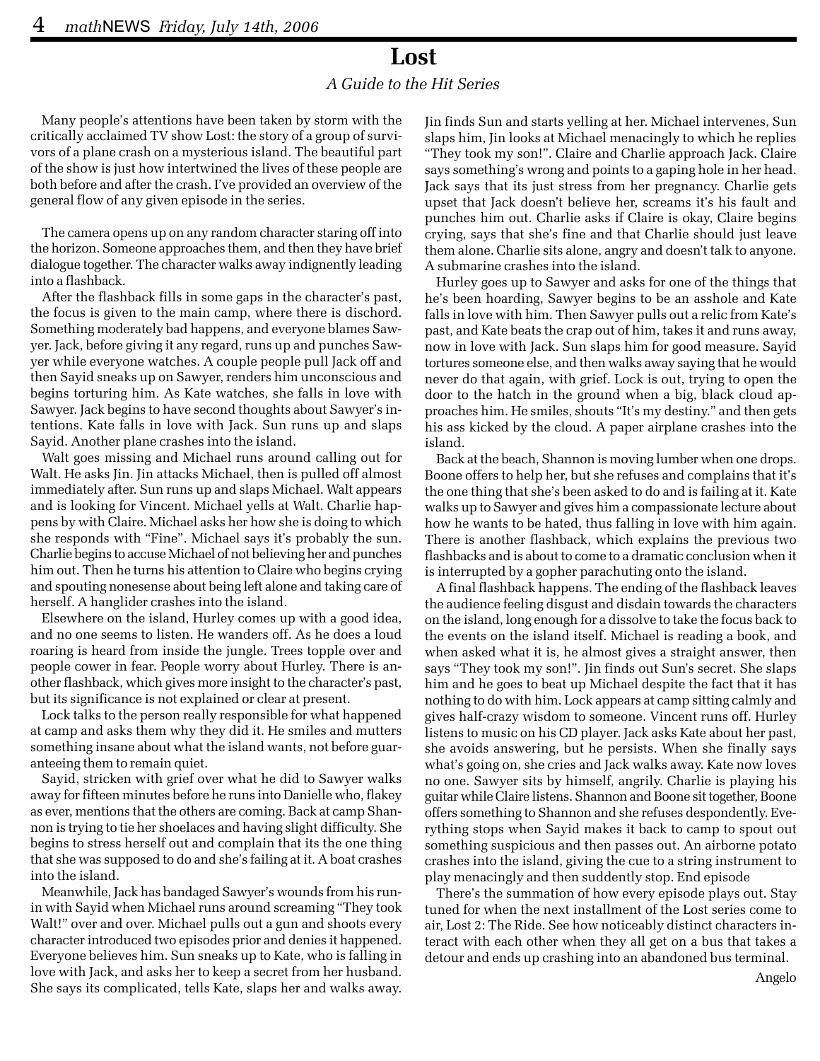# Lost

*A Guide to the Hit Series*

Many people's attentions have been taken by storm with the critically acclaimed TV show Lost: the story of a group of survivors of a plane crash on a mysterious island. The beautiful part of the show is just how intertwined the lives of these people are both before and after the crash. I've provided an overview of the general flow of any given episode in the series.

The camera opens up on any random character staring off into the horizon. Someone approaches them, and then they have brief dialogue together. The character walks away indignently leading into a flashback.

After the flashback fills in some gaps in the character's past, the focus is given to the main camp, where there is dischord. Something moderately bad happens, and everyone blames Sawyer. Jack, before giving it any regard, runs up and punches Sawyer while everyone watches. A couple people pull Jack off and then Sayid sneaks up on Sawyer, renders him unconscious and begins torturing him. As Kate watches, she falls in love with Sawyer. Jack begins to have second thoughts about Sawyer's intentions. Kate falls in love with Jack. Sun runs up and slaps Sayid. Another plane crashes into the island.

Walt goes missing and Michael runs around calling out for Walt. He asks Jin. Jin attacks Michael, then is pulled off almost immediately after. Sun runs up and slaps Michael. Walt appears and is looking for Vincent. Michael yells at Walt. Charlie happens by with Claire. Michael asks her how she is doing to which she responds with "Fine". Michael says it's probably the sun. Charlie begins to accuse Michael of not believing her and punches him out. Then he turns his attention to Claire who begins crying and spouting nonesense about being left alone and taking care of herself. A hanglider crashes into the island.

Elsewhere on the island, Hurley comes up with a good idea, and no one seems to listen. He wanders off. As he does a loud roaring is heard from inside the jungle. Trees topple over and people cower in fear. People worry about Hurley. There is another flashback, which gives more insight to the character's past, but its significance is not explained or clear at present.

Lock talks to the person really responsible for what happened at camp and asks them why they did it. He smiles and mutters something insane about what the island wants, not before guaranteeing them to remain quiet.

Sayid, stricken with grief over what he did to Sawyer walks away for fifteen minutes before he runs into Danielle who, flakey as ever, mentions that the others are coming. Back at camp Shannon is trying to tie her shoelaces and having slight difficulty. She begins to stress herself out and complain that its the one thing that she was supposed to do and she's failing at it. A boat crashes into the island.

Meanwhile, Jack has bandaged Sawyer's wounds from his run-in with Sayid when Michael runs around screaming "They took Walt!" over and over. Michael pulls out a gun and shoots every character introduced two episodes prior and denies it happened. Everyone believes him. Sun sneaks up to Kate, who is falling in love with Jack, and asks her to keep a secret from her husband. She says its complicated, tells Kate, slaps her and walks away. Jin finds Sun and starts yelling at her. Michael intervenes, Sun slaps him, Jin looks at Michael menacingly to which he replies "They took my son!". Claire and Charlie approach Jack. Claire says something's wrong and points to a gaping hole in her head. Jack says that its just stress from her pregnancy. Charlie gets upset that Jack doesn't believe her, screams it's his fault and punches him out. Charlie asks if Claire is okay, Claire begins crying, says that she's fine and that Charlie should just leave them alone. Charlie sits alone, angry and doesn't talk to anyone. A submarine crashes into the island.

Hurley goes up to Sawyer and asks for one of the things that he's been hoarding, Sawyer begins to be an asshole and Kate falls in love with him. Then Sawyer pulls out a relic from Kate's past, and Kate beats the crap out of him, takes it and runs away, now in love with Jack. Sun slaps him for good measure. Sayid tortures someone else, and then walks away saying that he would never do that again, with grief. Lock is out, trying to open the door to the hatch in the ground when a big, black cloud approaches him. He smiles, shouts "It's my destiny." and then gets his ass kicked by the cloud. A paper airplane crashes into the island.

Back at the beach, Shannon is moving lumber when one drops. Boone offers to help her, but she refuses and complains that it's the one thing that she's been asked to do and is failing at it. Kate walks up to Sawyer and gives him a compassionate lecture about how he wants to be hated, thus falling in love with him again. There is another flashback, which explains the previous two flashbacks and is about to come to a dramatic conclusion when it is interrupted by a gopher parachuting onto the island.

A final flashback happens. The ending of the flashback leaves the audience feeling disgust and disdain towards the characters on the island, long enough for a dissolve to take the focus back to the events on the island itself. Michael is reading a book, and when asked what it is, he almost gives a straight answer, then says "They took my son!". Jin finds out Sun's secret. She slaps him and he goes to beat up Michael despite the fact that it has nothing to do with him. Lock appears at camp sitting calmly and gives half-crazy wisdom to someone. Vincent runs off. Hurley listens to music on his CD player. Jack asks Kate about her past, she avoids answering, but he persists. When she finally says what's going on, she cries and Jack walks away. Kate now loves no one. Sawyer sits by himself, angrily. Charlie is playing his guitar while Claire listens. Shannon and Boone sit together, Boone offers something to Shannon and she refuses despondently. Everything stops when Sayid makes it back to camp to spout out something suspicious and then passes out. An airborne potato crashes into the island, giving the cue to a string instrument to play menacingly and then suddently stop. End episode

There's the summation of how every episode plays out. Stay tuned for when the next installment of the Lost series come to air, Lost 2: The Ride. See how noticeably distinct characters interact with each other when they all get on a bus that takes a detour and ends up crashing into an abandoned bus terminal.

Angelo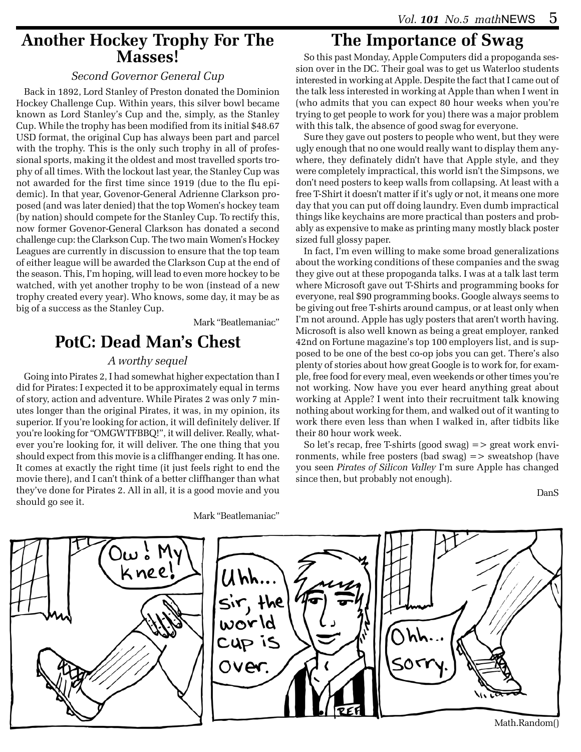## Another Hockey Trophy For The Masses!

*Second Governor General Cup*

Back in 1892, Lord Stanley of Preston donated the Dominion Hockey Challenge Cup. Within years, this silver bowl became known as Lord Stanley's Cup and the, simply, as the Stanley Cup. While the trophy has been modified from its initial $48.67 USD format, the original Cup has always been part and parcel with the trophy. This is the only such trophy in all of professional sports, making it the oldest and most travelled sports trophy of all times. With the lockout last year, the Stanley Cup was not awarded for the first time since 1919 (due to the flu epidemic). In that year, Govenor-General Adrienne Clarkson proposed (and was later denied) that the top Women's hockey team (by nation) should compete for the Stanley Cup. To rectify this, now former Govenor-General Clarkson has donated a second challenge cup: the Clarkson Cup. The two main Women's Hockey Leagues are currently in discussion to ensure that the top team of either league will be awarded the Clarkson Cup at the end of the season. This, I'm hoping, will lead to even more hockey to be watched, with yet another trophy to be won (instead of a new trophy created every year). Who knows, some day, it may be as big of a success as the Stanley Cup.

Mark "Beatlemaniac"

## PotC: Dead Man's Chest

*A worthy sequel*

Going into Pirates 2, I had somewhat higher expectation than I did for Pirates: I expected it to be approximately equal in terms of story, action and adventure. While Pirates 2 was only 7 minutes longer than the original Pirates, it was, in my opinion, its superior. If you're looking for action, it will definitely deliver. If you're looking for "OMGWTFBBQ!", it will deliver. Really, whatever you're looking for, it will deliver. The one thing that you should expect from this movie is a cliffhanger ending. It has one. It comes at exactly the right time (it just feels right to end the movie there), and I can't think of a better cliffhanger than what they've done for Pirates 2. All in all, it is a good movie and you should go see it.

Mark "Beatlemaniac"

## The Importance of Swag

So this past Monday, Apple Computers did a propoganda session over in the DC. Their goal was to get us Waterloo students interested in working at Apple. Despite the fact that I came out of the talk less interested in working at Apple than when I went in (who admits that you can expect 80 hour weeks when you're trying to get people to work for you) there was a major problem with this talk, the absence of good swag for everyone.

Sure they gave out posters to people who went, but they were ugly enough that no one would really want to display them anywhere, they definately didn't have that Apple style, and they were completely impractical, this world isn't the Simpsons, we don't need posters to keep walls from collapsing. At least with a free T-Shirt it doesn't matter if it's ugly or not, it means one more day that you can put off doing laundry. Even dumb impractical things like keychains are more practical than posters and probably as expensive to make as printing many mostly black poster sized full glossy paper.

In fact, I'm even willing to make some broad generalizations about the working conditions of these companies and the swag they give out at these propoganda talks. I was at a talk last term where Microsoft gave out T-Shirts and programming books for everyone, real $90 programming books. Google always seems to be giving out free T-shirts around campus, or at least only when I'm not around. Apple has ugly posters that aren't worth having. Microsoft is also well known as being a great employer, ranked 42nd on Fortune magazine's top 100 employers list, and is supposed to be one of the best co-op jobs you can get. There's also plenty of stories about how great Google is to work for, for example, free food for every meal, even weekends or other times you're not working. Now have you ever heard anything great about working at Apple? I went into their recruitment talk knowing nothing about working for them, and walked out of it wanting to work there even less than when I walked in, after tidbits like their 80 hour work week.

So let's recap, free T-shirts (good swag) => great work environments, while free posters (bad swag) => sweatshop (have you seen *Pirates of Silicon Valley* I'm sure Apple has changed since then, but probably not enough).

DanS

Math.Random()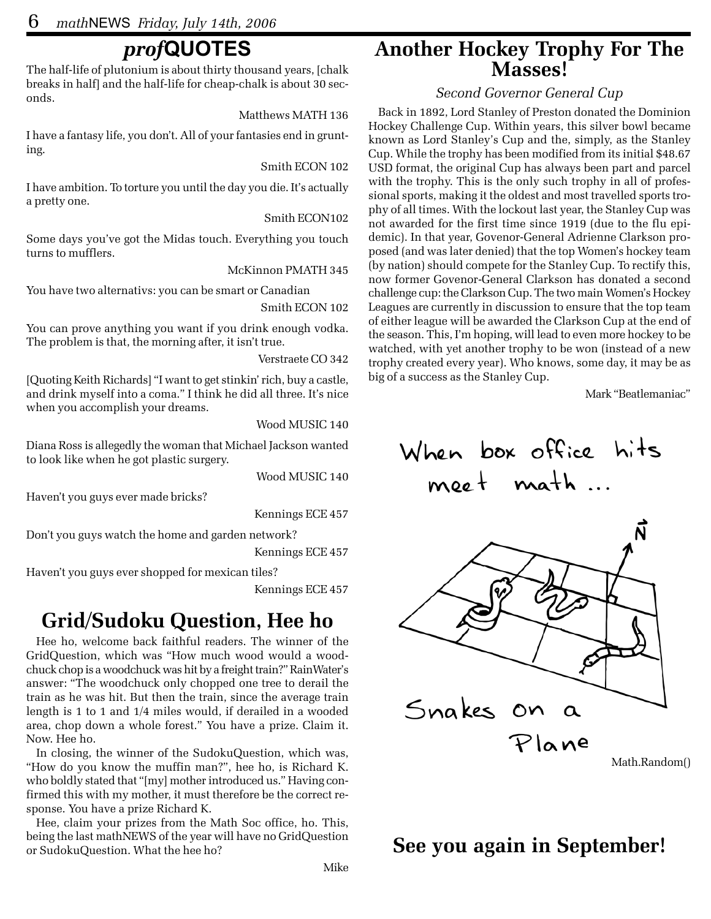## *prof*QUOTES

The half-life of plutonium is about thirty thousand years, [chalk breaks in half] and the half-life for cheap-chalk is about 30 seconds.

Matthews MATH 136

I have a fantasy life, you don't. All of your fantasies end in grunting.

Smith ECON 102

I have ambition. To torture you until the day you die. It's actually a pretty one.

Smith ECON102

Some days you've got the Midas touch. Everything you touch turns to mufflers.

McKinnon PMATH 345

You have two alternativs: you can be smart or Canadian

Smith ECON 102

You can prove anything you want if you drink enough vodka. The problem is that, the morning after, it isn't true.

Verstraete CO 342

[Quoting Keith Richards] "I want to get stinkin' rich, buy a castle, and drink myself into a coma." I think he did all three. It's nice when you accomplish your dreams.

Wood MUSIC 140

Diana Ross is allegedly the woman that Michael Jackson wanted to look like when he got plastic surgery.

Wood MUSIC 140

Haven't you guys ever made bricks?

Kennings ECE 457

Don't you guys watch the home and garden network?

Kennings ECE 457

Haven't you guys ever shopped for mexican tiles?

Kennings ECE 457

## Grid/Sudoku Question, Hee ho

Hee ho, welcome back faithful readers. The winner of the GridQuestion, which was "How much wood would a woodchuck chop is a woodchuck was hit by a freight train?" RainWater's answer: "The woodchuck only chopped one tree to derail the train as he was hit. But then the train, since the average train length is 1 to 1 and 1/4 miles would, if derailed in a wooded area, chop down a whole forest." You have a prize. Claim it. Now. Hee ho.

In closing, the winner of the SudokuQuestion, which was, "How do you know the muffin man?", hee ho, is Richard K. who boldly stated that "[my] mother introduced us." Having confirmed this with my mother, it must therefore be the correct response. You have a prize Richard K.

Hee, claim your prizes from the Math Soc office, ho. This, being the last mathNEWS of the year will have no GridQuestion or SudokuQuestion. What the hee ho?

Mike

## Another Hockey Trophy For The Masses!

*Second Governor General Cup*

Back in 1892, Lord Stanley of Preston donated the Dominion Hockey Challenge Cup. Within years, this silver bowl became known as Lord Stanley's Cup and the, simply, as the Stanley Cup. While the trophy has been modified from its initial $48.67 USD format, the original Cup has always been part and parcel with the trophy. This is the only such trophy in all of professional sports, making it the oldest and most travelled sports trophy of all times. With the lockout last year, the Stanley Cup was not awarded for the first time since 1919 (due to the flu epidemic). In that year, Govenor-General Adrienne Clarkson proposed (and was later denied) that the top Women's hockey team (by nation) should compete for the Stanley Cup. To rectify this, now former Govenor-General Clarkson has donated a second challenge cup: the Clarkson Cup. The two main Women's Hockey Leagues are currently in discussion to ensure that the top team of either league will be awarded the Clarkson Cup at the end of the season. This, I'm hoping, will lead to even more hockey to be watched, with yet another trophy to be won (instead of a new trophy created every year). Who knows, some day, it may be as big of a success as the Stanley Cup.

Mark "Beatlemaniac"

When box office hits meet math ...

$\vec{N}$

Snakes on a Plane

Math.Random()

## See you again in September!